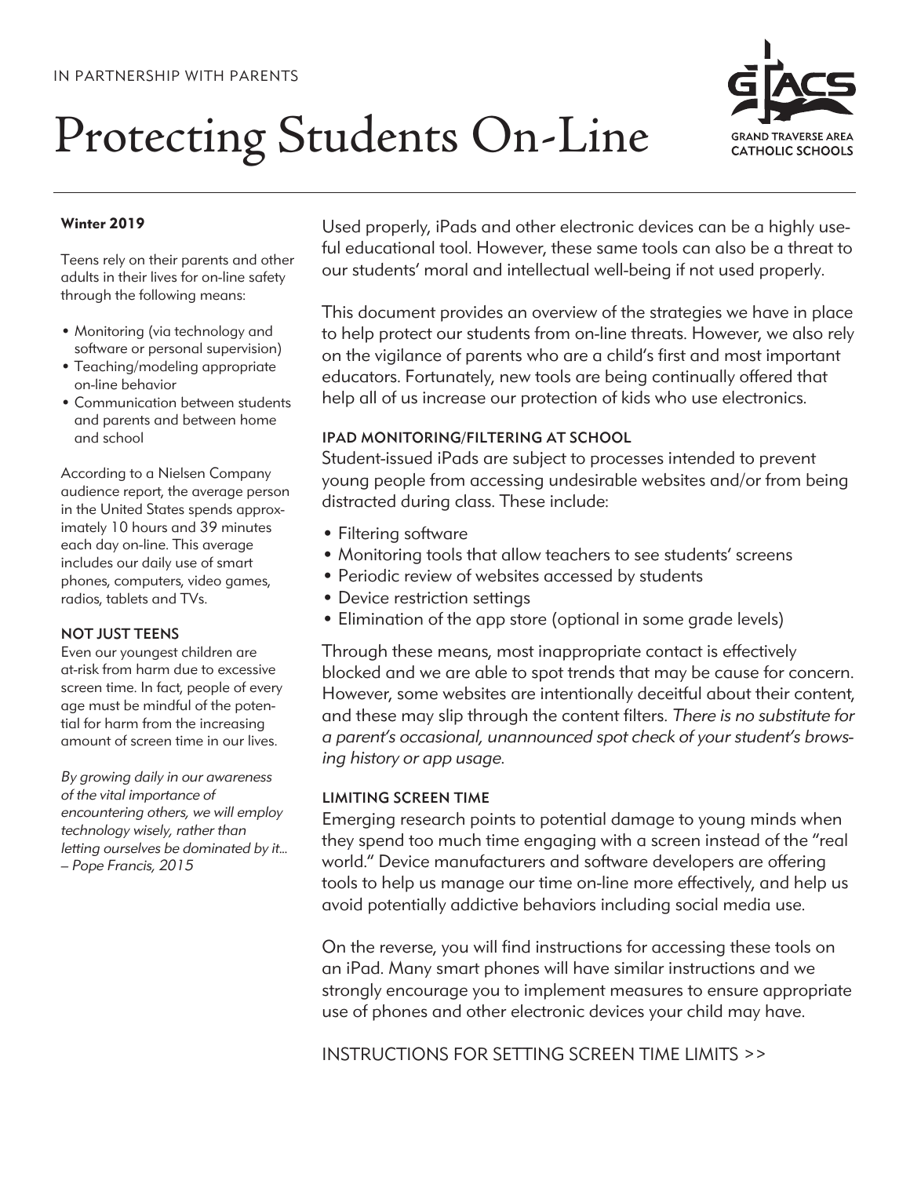IN PARTNERSHIP WITH PARENTS

# Protecting Students On-Line

GRAND TRAVERSE AREA CATHOLIC SCHOOLS

**Winter 2019**

Teens rely on their parents and other adults in their lives for on-line safety through the following means:

- Monitoring (via technology and software or personal supervision)
- Teaching/modeling appropriate on-line behavior
- Communication between students and parents and between home and school

According to a Nielsen Company audience report, the average person in the United States spends approximately 10 hours and 39 minutes each day on-line. This average includes our daily use of smart phones, computers, video games, radios, tablets and TVs.

### NOT JUST TEENS

Even our youngest children are at-risk from harm due to excessive screen time. In fact, people of every age must be mindful of the potential for harm from the increasing amount of screen time in our lives.

*By growing daily in our awareness of the vital importance of encountering others, we will employ technology wisely, rather than letting ourselves be dominated by it... – Pope Francis, 2015*

Used properly, iPads and other electronic devices can be a highly useful educational tool. However, these same tools can also be a threat to our students' moral and intellectual well-being if not used properly.

This document provides an overview of the strategies we have in place to help protect our students from on-line threats. However, we also rely on the vigilance of parents who are a child's first and most important educators. Fortunately, new tools are being continually offered that help all of us increase our protection of kids who use electronics.

### IPAD MONITORING/FILTERING AT SCHOOL

Student-issued iPads are subject to processes intended to prevent young people from accessing undesirable websites and/or from being distracted during class. These include:

- Filtering software
- Monitoring tools that allow teachers to see students' screens
- Periodic review of websites accessed by students
- Device restriction settings
- Elimination of the app store (optional in some grade levels)

Through these means, most inappropriate contact is effectively blocked and we are able to spot trends that may be cause for concern. However, some websites are intentionally deceitful about their content, and these may slip through the content filters. *There is no substitute for a parent's occasional, unannounced spot check of your student's browsing history or app usage.*

### LIMITING SCREEN TIME

Emerging research points to potential damage to young minds when they spend too much time engaging with a screen instead of the "real world." Device manufacturers and software developers are offering tools to help us manage our time on-line more effectively, and help us avoid potentially addictive behaviors including social media use.

On the reverse, you will find instructions for accessing these tools on an iPad. Many smart phones will have similar instructions and we strongly encourage you to implement measures to ensure appropriate use of phones and other electronic devices your child may have.

INSTRUCTIONS FOR SETTING SCREEN TIME LIMITS >>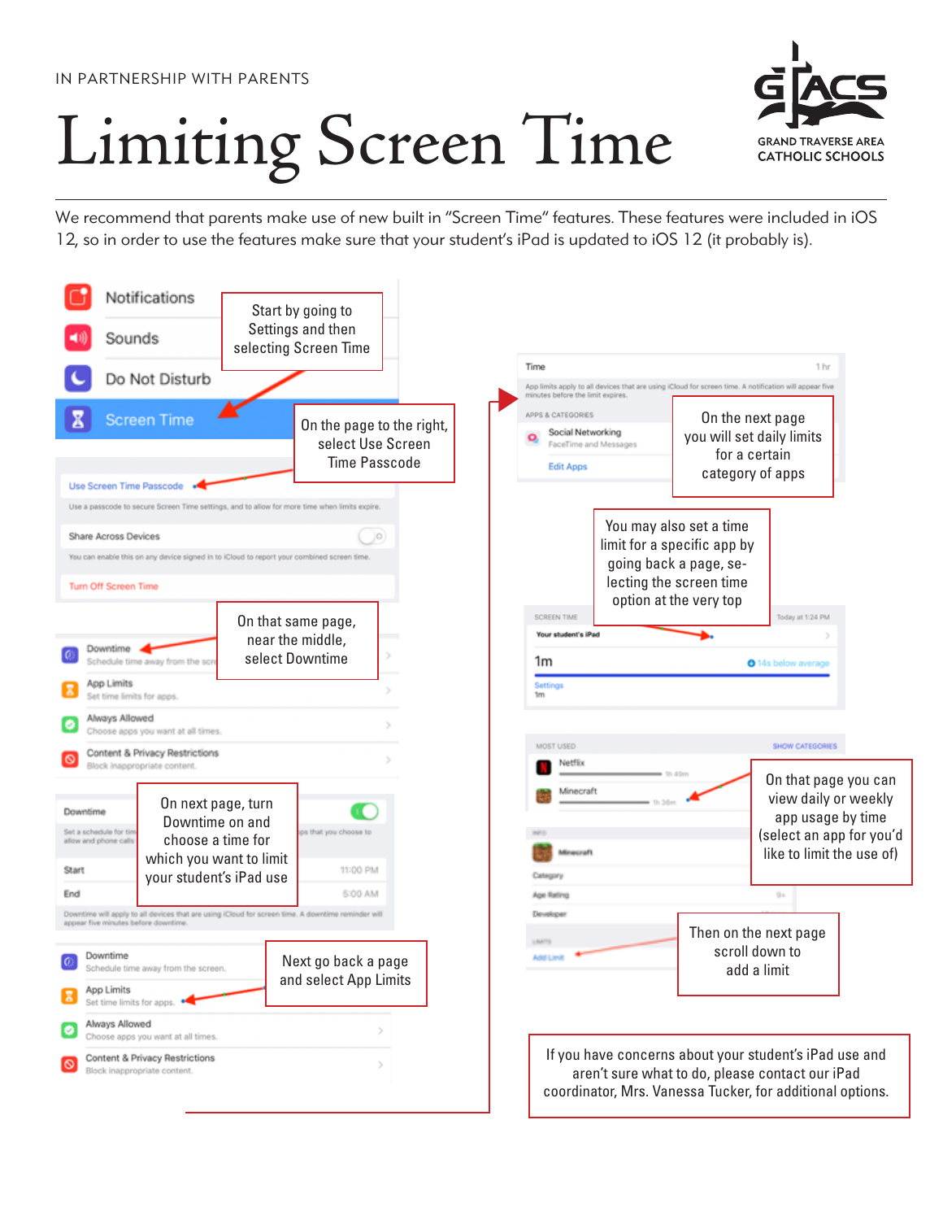IN PARTNERSHIP WITH PARENTS

# Limiting Screen Time

GRAND TRAVERSE AREA CATHOLIC SCHOOLS

We recommend that parents make use of new built in "Screen Time" features. These features were included in iOS 12, so in order to use the features make sure that your student's iPad is updated to iOS 12 (it probably is).

Start by going to Settings and then selecting Screen Time

On the page to the right, select Use Screen Time Passcode

On that same page, near the middle, select Downtime

On next page, turn Downtime on and choose a time for which you want to limit your student's iPad use

Next go back a page and select App Limits

On the next page you will set daily limits for a certain category of apps

You may also set a time limit for a specific app by going back a page, selecting the screen time option at the very top

On that page you can view daily or weekly app usage by time (select an app for you'd like to limit the use of)

Then on the next page scroll down to add a limit

If you have concerns about your student's iPad use and aren't sure what to do, please contact our iPad coordinator, Mrs. Vanessa Tucker, for additional options.